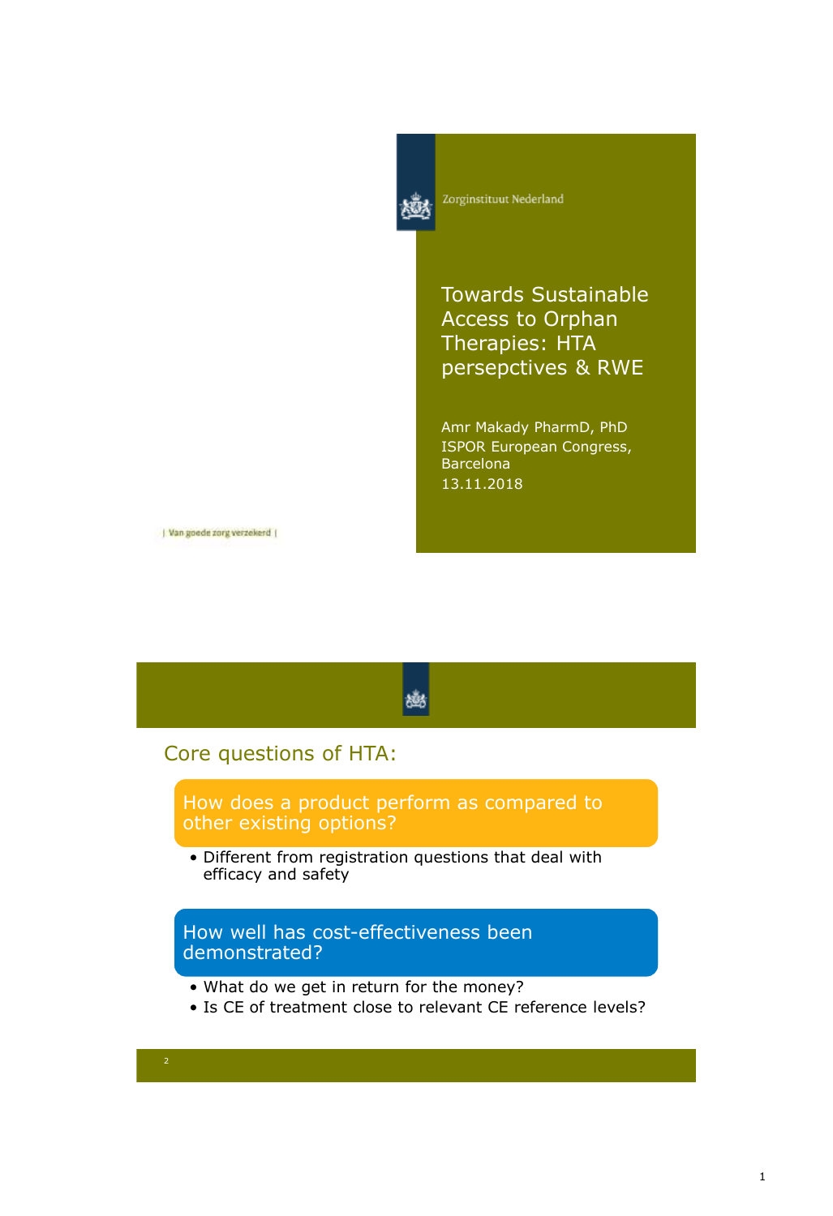Zorginstituut Nederland

# Towards Sustainable Access to Orphan Therapies: HTA persepctives & RWE

Amr Makady PharmD, PhD
ISPOR European Congress, Barcelona
13.11.2018

| Van goede zorg verzekerd |

## Core questions of HTA:

**How does a product perform as compared to other existing options?**

- Different from registration questions that deal with efficacy and safety

**How well has cost-effectiveness been demonstrated?**

- What do we get in return for the money?
- Is CE of treatment close to relevant CE reference levels?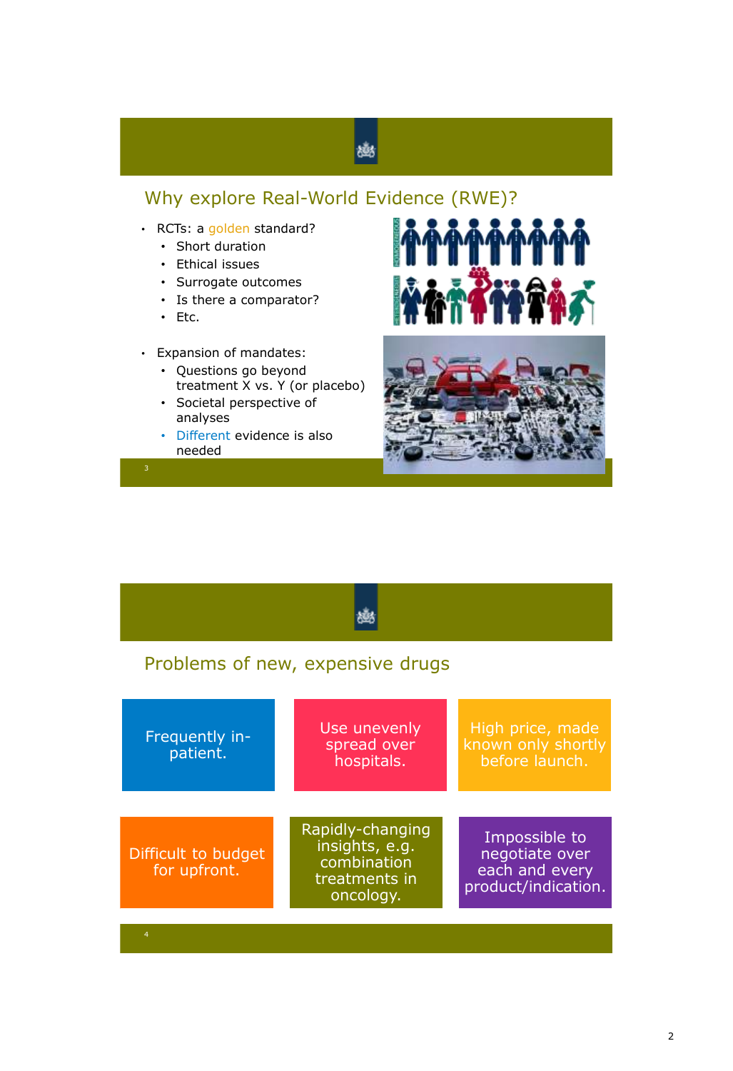## Why explore Real-World Evidence (RWE)?

- RCTs: a golden standard?
  - Short duration
  - Ethical issues
  - Surrogate outcomes
  - Is there a comparator?
  - Etc.

- Expansion of mandates:
  - Questions go beyond treatment X vs. Y (or placebo)
  - Societal perspective of analyses
  - Different evidence is also needed

## Problems of new, expensive drugs

- Frequently in-patient.
- Use unevenly spread over hospitals.
- High price, made known only shortly before launch.
- Difficult to budget for upfront.
- Rapidly-changing insights, e.g. combination treatments in oncology.
- Impossible to negotiate over each and every product/indication.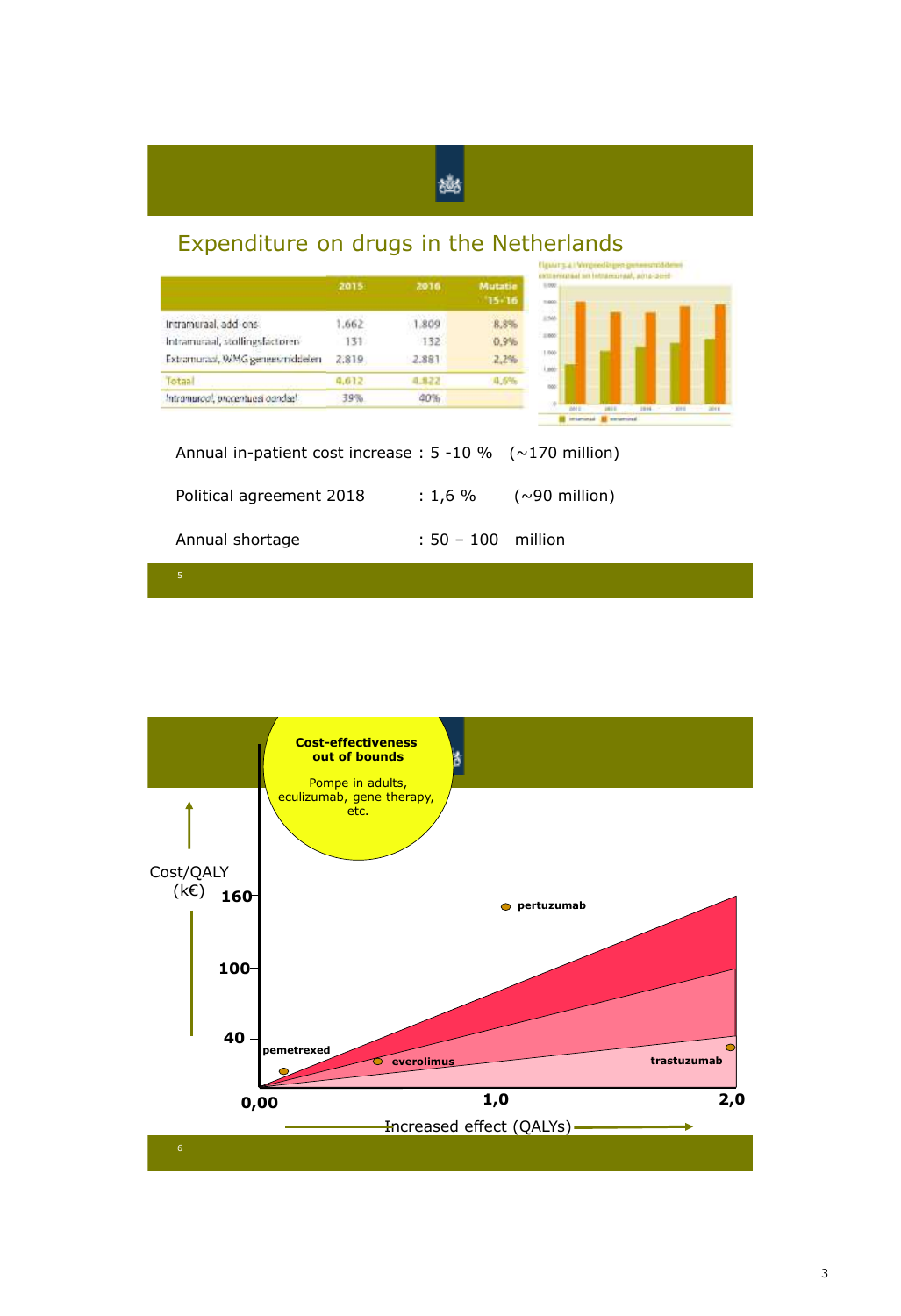## Expenditure on drugs in the Netherlands

| | 2015 | 2016 | Mutatie '15-'16 |
|---|---|---|---|
| Intramuraal, add-ons | 1.662 | 1.809 | 8,8% |
| Intramuraal, stollingsfactoren | 131 | 132 | 0,9% |
| Extramuraal, WMG geneesmiddelen | 2.819 | 2.881 | 2,2% |
| Totaal | 4.612 | 4.822 | 4,6% |
| Intramuraal, procentueel aandeel | 39% | 40% | |

Annual in-patient cost increase : 5 -10 % (~170 million)

Political agreement 2018 : 1,6 % (~90 million)

Annual shortage : 50 – 100 million

**Cost-effectiveness out of bounds**

Pompe in adults, eculizumab, gene therapy, etc.

Cost/QALY (k€): 160, 100, 40

pertuzumab, pemetrexed, everolimus, trastuzumab

0,00 — 1,0 — 2,0

Increased effect (QALYs)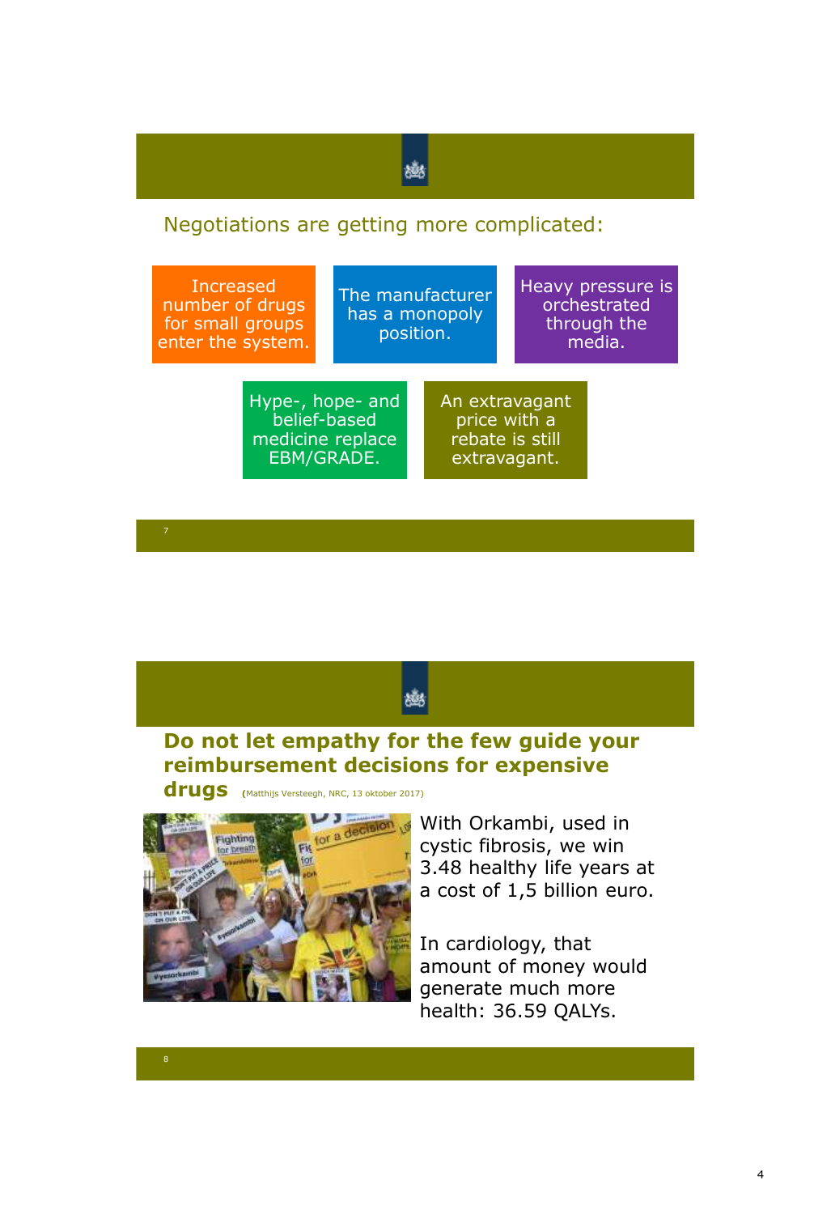## Negotiations are getting more complicated:

- Increased number of drugs for small groups enter the system.
- The manufacturer has a monopoly position.
- Heavy pressure is orchestrated through the media.
- Hype-, hope- and belief-based medicine replace EBM/GRADE.
- An extravagant price with a rebate is still extravagant.

## Do not let empathy for the few guide your reimbursement decisions for expensive drugs

(Matthijs Versteegh, NRC, 13 oktober 2017)

With Orkambi, used in cystic fibrosis, we win 3.48 healthy life years at a cost of 1,5 billion euro.

In cardiology, that amount of money would generate much more health: 36.59 QALYs.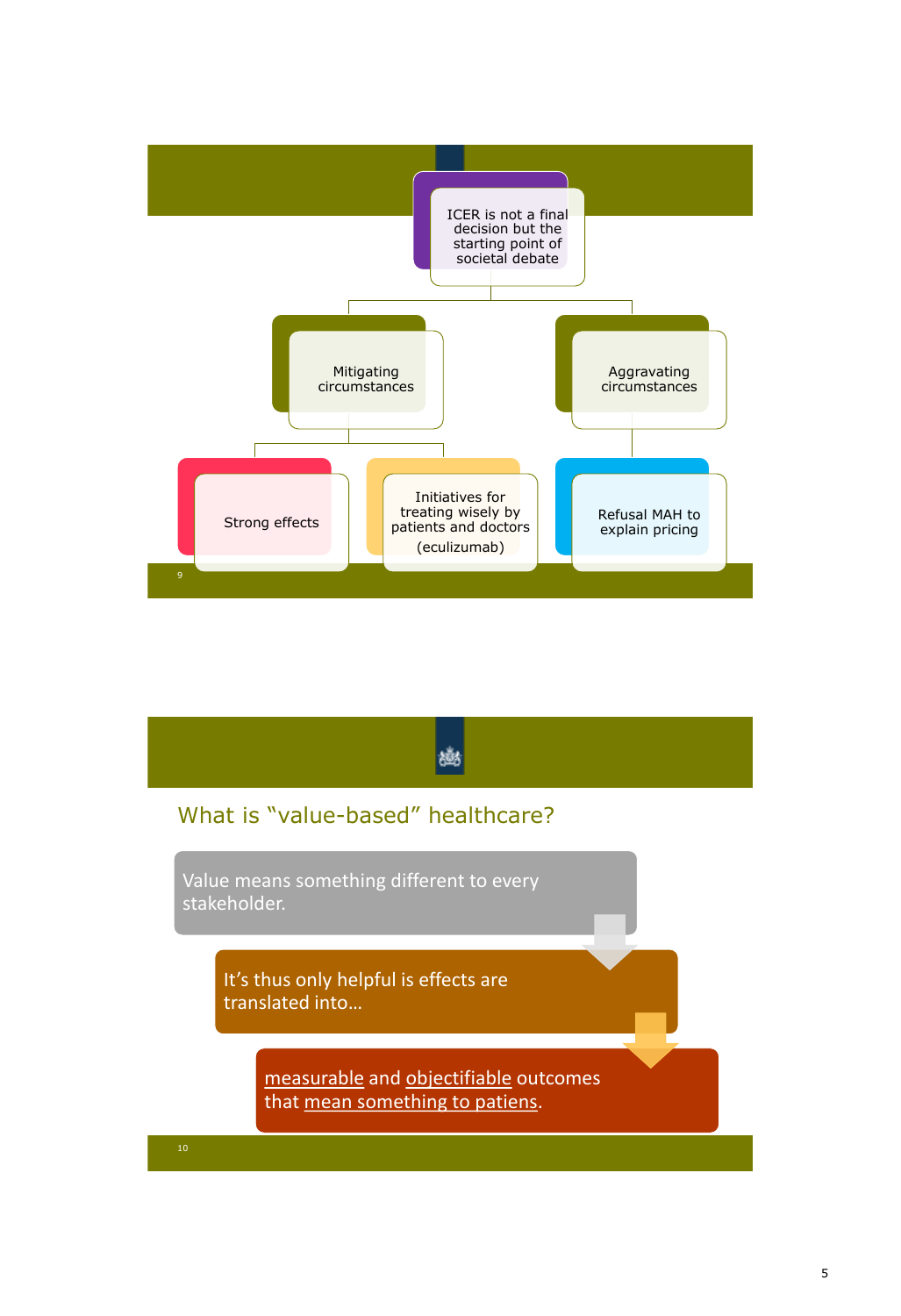ICER is not a final decision but the starting point of societal debate

- Mitigating circumstances
  - Strong effects
  - Initiatives for treating wisely by patients and doctors (eculizumab)
- Aggravating circumstances
  - Refusal MAH to explain pricing

## What is "value-based" healthcare?

Value means something different to every stakeholder.

It's thus only helpful is effects are translated into…

measurable and objectifiable outcomes that mean something to patiens.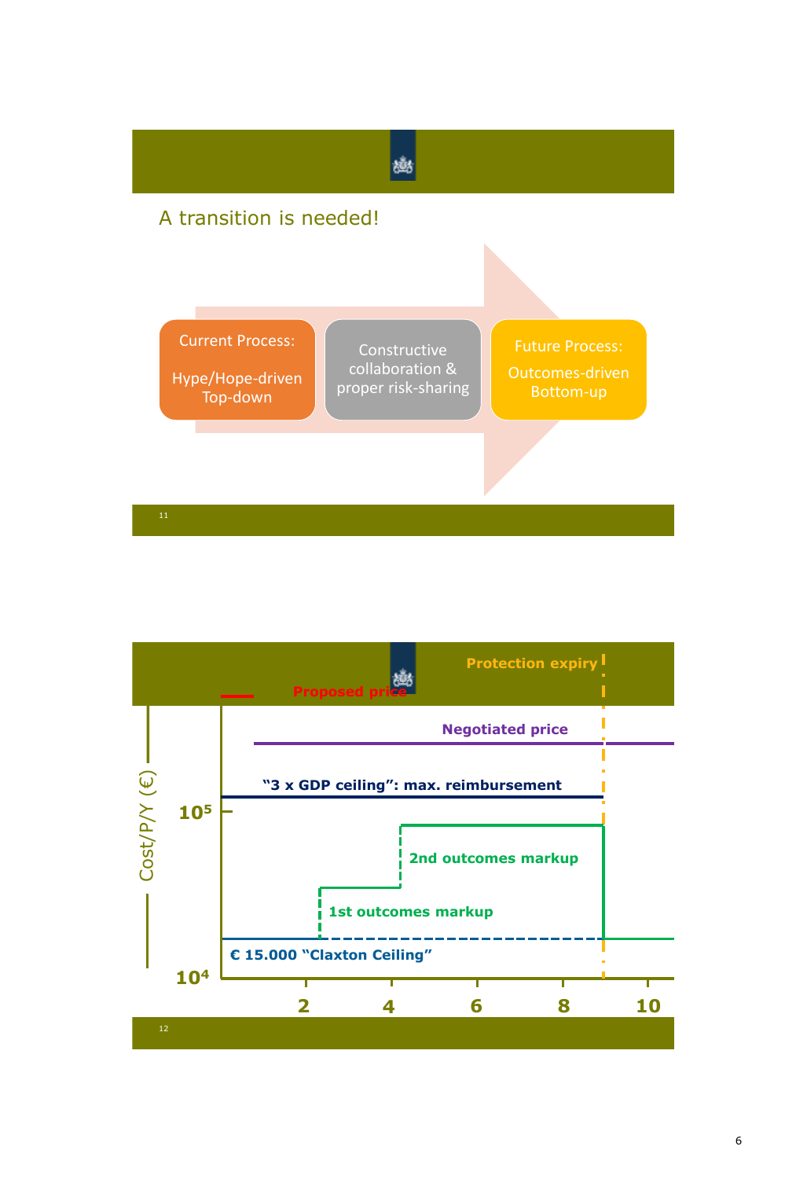## A transition is needed!

Current Process:

Hype/Hope-driven
Top-down

Constructive collaboration & proper risk-sharing

Future Process:

Outcomes-driven
Bottom-up

Protection expiry

Proposed price

Negotiated price

"3 x GDP ceiling": max. reimbursement

2nd outcomes markup

1st outcomes markup

€ 15.000 "Claxton Ceiling"

Cost/P/Y (€)

$10^5$

$10^4$

2 4 6 8 10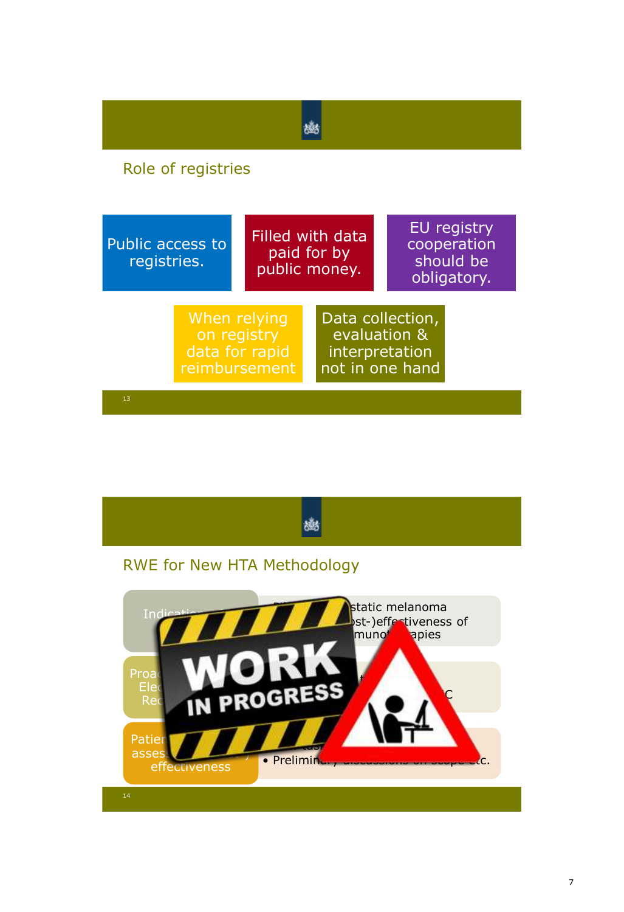## Role of registries

- Public access to registries.
- Filled with data paid for by public money.
- EU registry cooperation should be obligatory.
- When relying on registry data for rapid reimbursement
- Data collection, evaluation & interpretation not in one hand

## RWE for New HTA Methodology

| | |
|---|---|
| Indicatio... | ...static melanoma ...st-)effectiveness of ...muno...apies |
| Proa... Ele... Rec... | ...t... ...C |
| Patien... asses... effectiveness | • Prelimin... ...c. |

WORK IN PROGRESS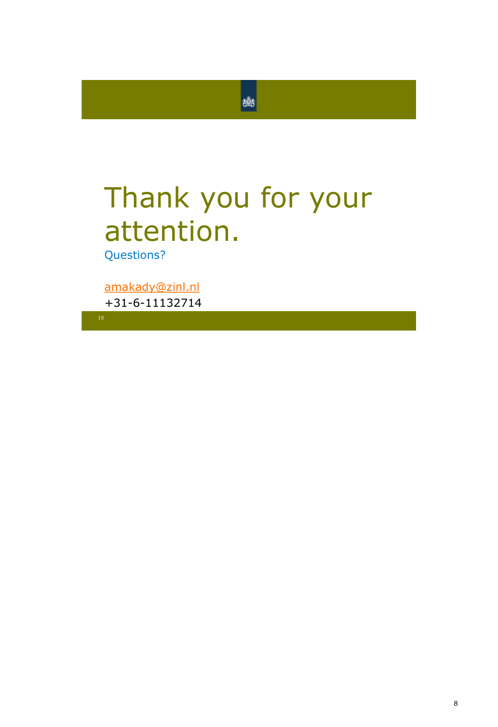# Thank you for your attention.

Questions?

amakady@zinl.nl

+31-6-11132714